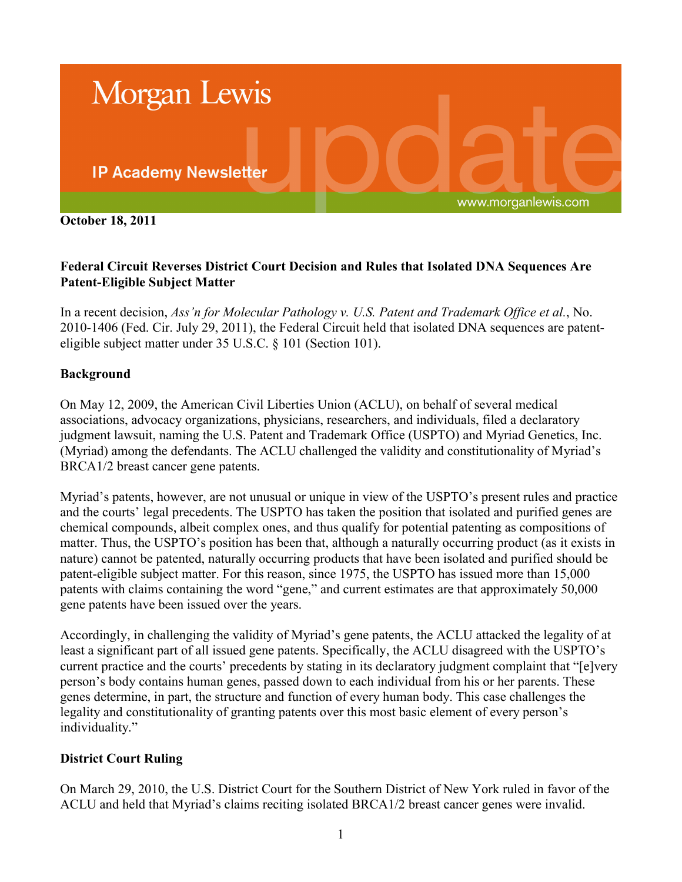Morgan Lewis

IP Academy Newsletter

www.morganlewis.com

**October 18, 2011**

## Federal Circuit Reverses District Court Decision and Rules that Isolated DNA Sequences Are Patent-Eligible Subject Matter

In a recent decision, *Ass'n for Molecular Pathology v. U.S. Patent and Trademark Office et al.*, No. 2010-1406 (Fed. Cir. July 29, 2011), the Federal Circuit held that isolated DNA sequences are patent-eligible subject matter under 35 U.S.C. § 101 (Section 101).

### Background

On May 12, 2009, the American Civil Liberties Union (ACLU), on behalf of several medical associations, advocacy organizations, physicians, researchers, and individuals, filed a declaratory judgment lawsuit, naming the U.S. Patent and Trademark Office (USPTO) and Myriad Genetics, Inc. (Myriad) among the defendants. The ACLU challenged the validity and constitutionality of Myriad's BRCA1/2 breast cancer gene patents.

Myriad's patents, however, are not unusual or unique in view of the USPTO's present rules and practice and the courts' legal precedents. The USPTO has taken the position that isolated and purified genes are chemical compounds, albeit complex ones, and thus qualify for potential patenting as compositions of matter. Thus, the USPTO's position has been that, although a naturally occurring product (as it exists in nature) cannot be patented, naturally occurring products that have been isolated and purified should be patent-eligible subject matter. For this reason, since 1975, the USPTO has issued more than 15,000 patents with claims containing the word "gene," and current estimates are that approximately 50,000 gene patents have been issued over the years.

Accordingly, in challenging the validity of Myriad's gene patents, the ACLU attacked the legality of at least a significant part of all issued gene patents. Specifically, the ACLU disagreed with the USPTO's current practice and the courts' precedents by stating in its declaratory judgment complaint that "[e]very person's body contains human genes, passed down to each individual from his or her parents. These genes determine, in part, the structure and function of every human body. This case challenges the legality and constitutionality of granting patents over this most basic element of every person's individuality."

### District Court Ruling

On March 29, 2010, the U.S. District Court for the Southern District of New York ruled in favor of the ACLU and held that Myriad's claims reciting isolated BRCA1/2 breast cancer genes were invalid.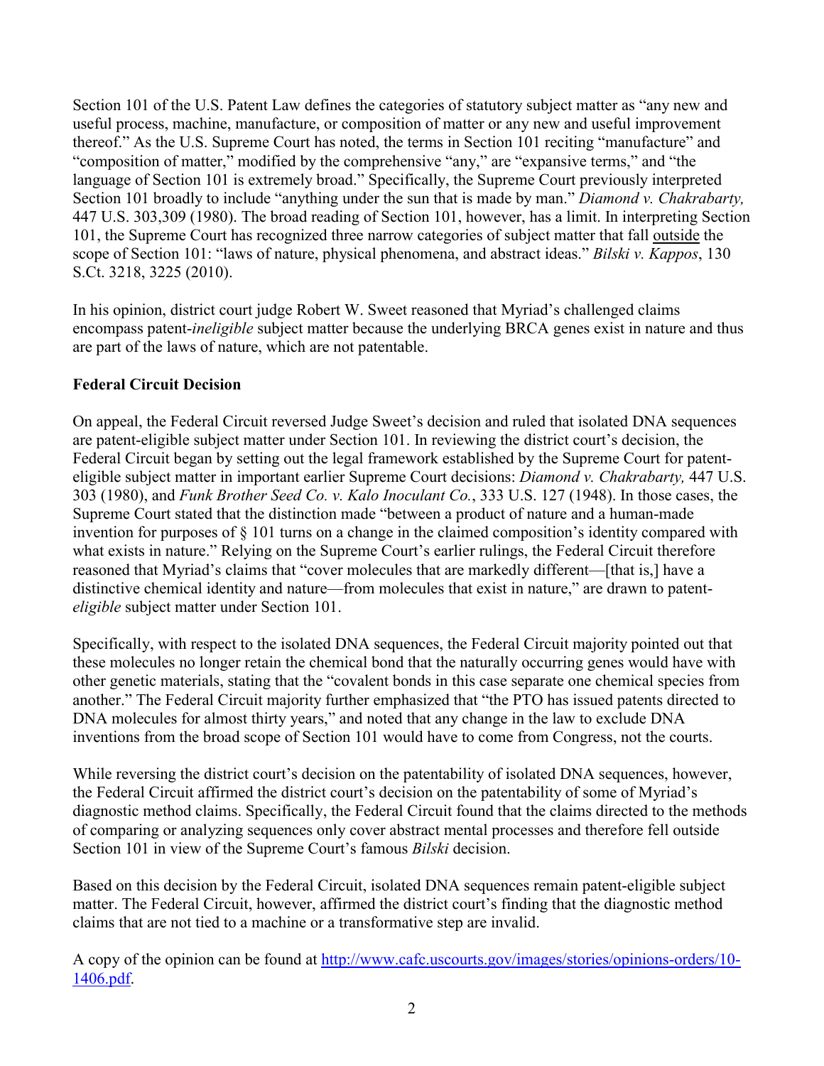Section 101 of the U.S. Patent Law defines the categories of statutory subject matter as "any new and useful process, machine, manufacture, or composition of matter or any new and useful improvement thereof." As the U.S. Supreme Court has noted, the terms in Section 101 reciting "manufacture" and "composition of matter," modified by the comprehensive "any," are "expansive terms," and "the language of Section 101 is extremely broad." Specifically, the Supreme Court previously interpreted Section 101 broadly to include "anything under the sun that is made by man." *Diamond v. Chakrabarty,* 447 U.S. 303,309 (1980). The broad reading of Section 101, however, has a limit. In interpreting Section 101, the Supreme Court has recognized three narrow categories of subject matter that fall outside the scope of Section 101: "laws of nature, physical phenomena, and abstract ideas." *Bilski v. Kappos*, 130 S.Ct. 3218, 3225 (2010).

In his opinion, district court judge Robert W. Sweet reasoned that Myriad's challenged claims encompass patent-*ineligible* subject matter because the underlying BRCA genes exist in nature and thus are part of the laws of nature, which are not patentable.

**Federal Circuit Decision**

On appeal, the Federal Circuit reversed Judge Sweet's decision and ruled that isolated DNA sequences are patent-eligible subject matter under Section 101. In reviewing the district court's decision, the Federal Circuit began by setting out the legal framework established by the Supreme Court for patent-eligible subject matter in important earlier Supreme Court decisions: *Diamond v. Chakrabarty,* 447 U.S. 303 (1980), and *Funk Brother Seed Co. v. Kalo Inoculant Co.*, 333 U.S. 127 (1948). In those cases, the Supreme Court stated that the distinction made "between a product of nature and a human-made invention for purposes of § 101 turns on a change in the claimed composition's identity compared with what exists in nature." Relying on the Supreme Court's earlier rulings, the Federal Circuit therefore reasoned that Myriad's claims that "cover molecules that are markedly different—[that is,] have a distinctive chemical identity and nature—from molecules that exist in nature," are drawn to patent-*eligible* subject matter under Section 101.

Specifically, with respect to the isolated DNA sequences, the Federal Circuit majority pointed out that these molecules no longer retain the chemical bond that the naturally occurring genes would have with other genetic materials, stating that the "covalent bonds in this case separate one chemical species from another." The Federal Circuit majority further emphasized that "the PTO has issued patents directed to DNA molecules for almost thirty years," and noted that any change in the law to exclude DNA inventions from the broad scope of Section 101 would have to come from Congress, not the courts.

While reversing the district court's decision on the patentability of isolated DNA sequences, however, the Federal Circuit affirmed the district court's decision on the patentability of some of Myriad's diagnostic method claims. Specifically, the Federal Circuit found that the claims directed to the methods of comparing or analyzing sequences only cover abstract mental processes and therefore fell outside Section 101 in view of the Supreme Court's famous *Bilski* decision.

Based on this decision by the Federal Circuit, isolated DNA sequences remain patent-eligible subject matter. The Federal Circuit, however, affirmed the district court's finding that the diagnostic method claims that are not tied to a machine or a transformative step are invalid.

A copy of the opinion can be found at [http://www.cafc.uscourts.gov/images/stories/opinions-orders/10-1406.pdf](http://www.cafc.uscourts.gov/images/stories/opinions-orders/10-1406.pdf).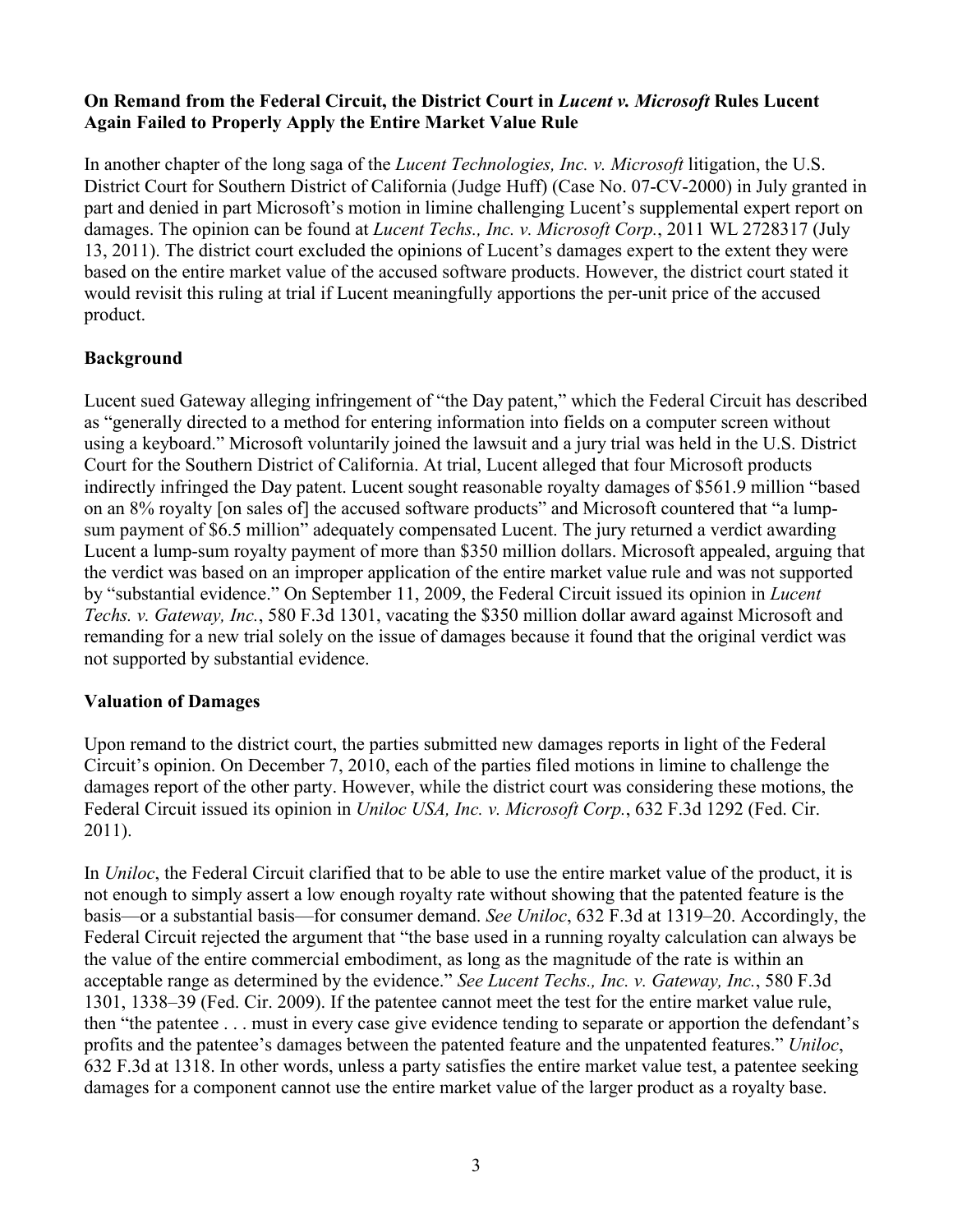**On Remand from the Federal Circuit, the District Court in *Lucent v. Microsoft* Rules Lucent Again Failed to Properly Apply the Entire Market Value Rule**

In another chapter of the long saga of the *Lucent Technologies, Inc. v. Microsoft* litigation, the U.S. District Court for Southern District of California (Judge Huff) (Case No. 07-CV-2000) in July granted in part and denied in part Microsoft's motion in limine challenging Lucent's supplemental expert report on damages. The opinion can be found at *Lucent Techs., Inc. v. Microsoft Corp.*, 2011 WL 2728317 (July 13, 2011). The district court excluded the opinions of Lucent's damages expert to the extent they were based on the entire market value of the accused software products. However, the district court stated it would revisit this ruling at trial if Lucent meaningfully apportions the per-unit price of the accused product.

**Background**

Lucent sued Gateway alleging infringement of "the Day patent," which the Federal Circuit has described as "generally directed to a method for entering information into fields on a computer screen without using a keyboard." Microsoft voluntarily joined the lawsuit and a jury trial was held in the U.S. District Court for the Southern District of California. At trial, Lucent alleged that four Microsoft products indirectly infringed the Day patent. Lucent sought reasonable royalty damages of $561.9 million "based on an 8% royalty [on sales of] the accused software products" and Microsoft countered that "a lump-sum payment of $6.5 million" adequately compensated Lucent. The jury returned a verdict awarding Lucent a lump-sum royalty payment of more than $350 million dollars. Microsoft appealed, arguing that the verdict was based on an improper application of the entire market value rule and was not supported by "substantial evidence." On September 11, 2009, the Federal Circuit issued its opinion in *Lucent Techs. v. Gateway, Inc.*, 580 F.3d 1301, vacating the $350 million dollar award against Microsoft and remanding for a new trial solely on the issue of damages because it found that the original verdict was not supported by substantial evidence.

**Valuation of Damages**

Upon remand to the district court, the parties submitted new damages reports in light of the Federal Circuit's opinion. On December 7, 2010, each of the parties filed motions in limine to challenge the damages report of the other party. However, while the district court was considering these motions, the Federal Circuit issued its opinion in *Uniloc USA, Inc. v. Microsoft Corp.*, 632 F.3d 1292 (Fed. Cir. 2011).

In *Uniloc*, the Federal Circuit clarified that to be able to use the entire market value of the product, it is not enough to simply assert a low enough royalty rate without showing that the patented feature is the basis—or a substantial basis—for consumer demand. *See Uniloc*, 632 F.3d at 1319–20. Accordingly, the Federal Circuit rejected the argument that "the base used in a running royalty calculation can always be the value of the entire commercial embodiment, as long as the magnitude of the rate is within an acceptable range as determined by the evidence." *See Lucent Techs., Inc. v. Gateway, Inc.*, 580 F.3d 1301, 1338–39 (Fed. Cir. 2009). If the patentee cannot meet the test for the entire market value rule, then "the patentee . . . must in every case give evidence tending to separate or apportion the defendant's profits and the patentee's damages between the patented feature and the unpatented features." *Uniloc*, 632 F.3d at 1318. In other words, unless a party satisfies the entire market value test, a patentee seeking damages for a component cannot use the entire market value of the larger product as a royalty base.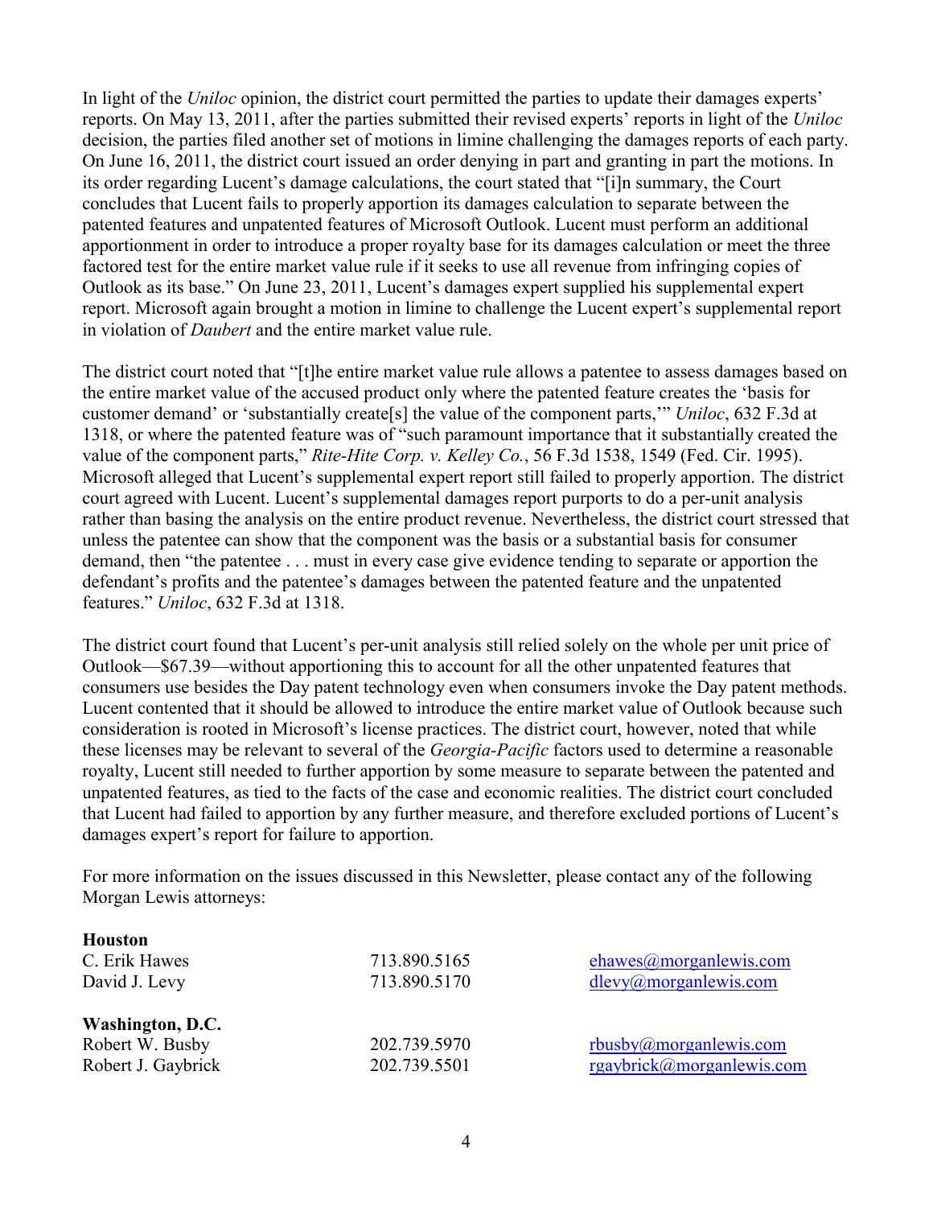In light of the *Uniloc* opinion, the district court permitted the parties to update their damages experts' reports. On May 13, 2011, after the parties submitted their revised experts' reports in light of the *Uniloc* decision, the parties filed another set of motions in limine challenging the damages reports of each party. On June 16, 2011, the district court issued an order denying in part and granting in part the motions. In its order regarding Lucent's damage calculations, the court stated that "[i]n summary, the Court concludes that Lucent fails to properly apportion its damages calculation to separate between the patented features and unpatented features of Microsoft Outlook. Lucent must perform an additional apportionment in order to introduce a proper royalty base for its damages calculation or meet the three factored test for the entire market value rule if it seeks to use all revenue from infringing copies of Outlook as its base." On June 23, 2011, Lucent's damages expert supplied his supplemental expert report. Microsoft again brought a motion in limine to challenge the Lucent expert's supplemental report in violation of *Daubert* and the entire market value rule.

The district court noted that "[t]he entire market value rule allows a patentee to assess damages based on the entire market value of the accused product only where the patented feature creates the 'basis for customer demand' or 'substantially create[s] the value of the component parts,'" *Uniloc*, 632 F.3d at 1318, or where the patented feature was of "such paramount importance that it substantially created the value of the component parts," *Rite-Hite Corp. v. Kelley Co.*, 56 F.3d 1538, 1549 (Fed. Cir. 1995). Microsoft alleged that Lucent's supplemental expert report still failed to properly apportion. The district court agreed with Lucent. Lucent's supplemental damages report purports to do a per-unit analysis rather than basing the analysis on the entire product revenue. Nevertheless, the district court stressed that unless the patentee can show that the component was the basis or a substantial basis for consumer demand, then "the patentee . . . must in every case give evidence tending to separate or apportion the defendant's profits and the patentee's damages between the patented feature and the unpatented features." *Uniloc*, 632 F.3d at 1318.

The district court found that Lucent's per-unit analysis still relied solely on the whole per unit price of Outlook—$67.39—without apportioning this to account for all the other unpatented features that consumers use besides the Day patent technology even when consumers invoke the Day patent methods. Lucent contented that it should be allowed to introduce the entire market value of Outlook because such consideration is rooted in Microsoft's license practices. The district court, however, noted that while these licenses may be relevant to several of the *Georgia-Pacific* factors used to determine a reasonable royalty, Lucent still needed to further apportion by some measure to separate between the patented and unpatented features, as tied to the facts of the case and economic realities. The district court concluded that Lucent had failed to apportion by any further measure, and therefore excluded portions of Lucent's damages expert's report for failure to apportion.

For more information on the issues discussed in this Newsletter, please contact any of the following Morgan Lewis attorneys:

**Houston**

| | | |
|---|---|---|
| C. Erik Hawes | 713.890.5165 | ehawes@morganlewis.com |
| David J. Levy | 713.890.5170 | dlevy@morganlewis.com |

**Washington, D.C.**

| | | |
|---|---|---|
| Robert W. Busby | 202.739.5970 | rbusby@morganlewis.com |
| Robert J. Gaybrick | 202.739.5501 | rgaybrick@morganlewis.com |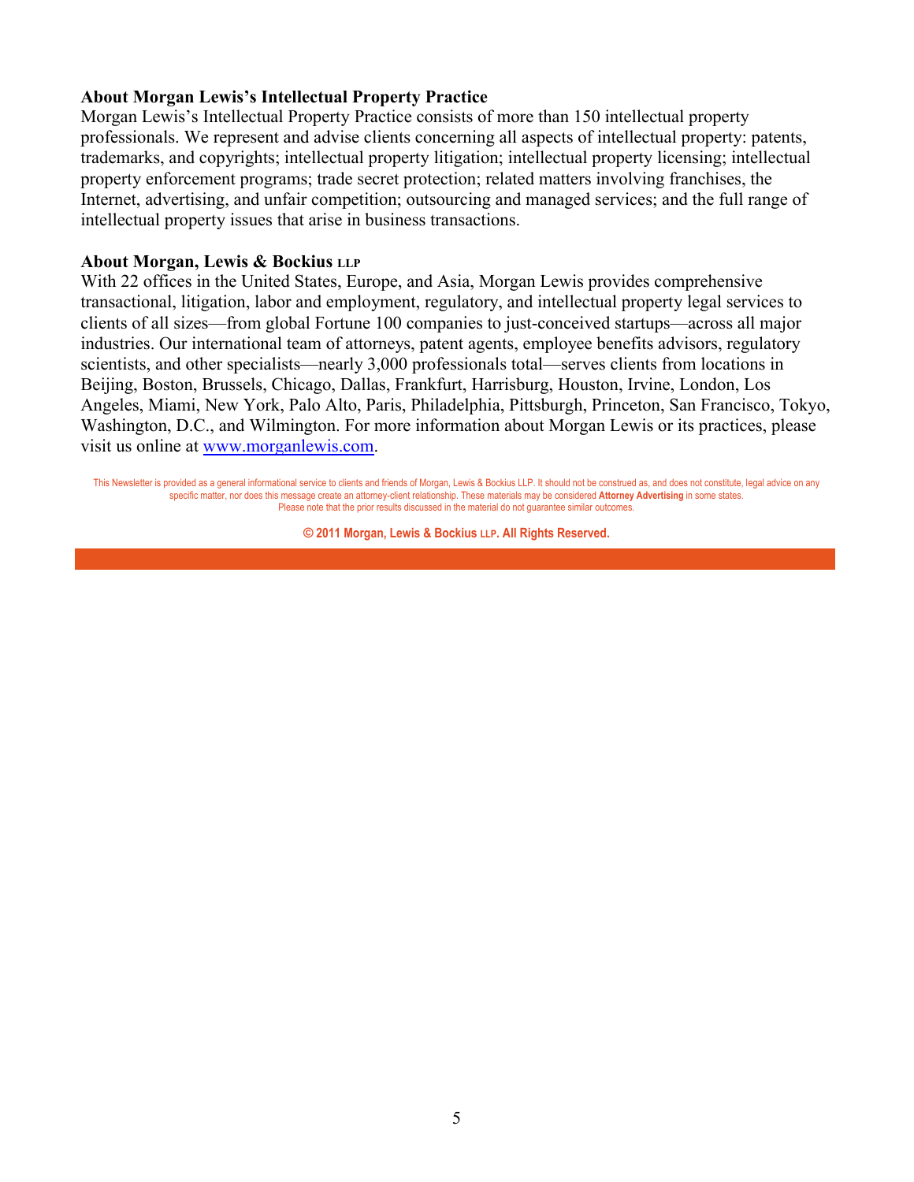**About Morgan Lewis's Intellectual Property Practice**

Morgan Lewis's Intellectual Property Practice consists of more than 150 intellectual property professionals. We represent and advise clients concerning all aspects of intellectual property: patents, trademarks, and copyrights; intellectual property litigation; intellectual property licensing; intellectual property enforcement programs; trade secret protection; related matters involving franchises, the Internet, advertising, and unfair competition; outsourcing and managed services; and the full range of intellectual property issues that arise in business transactions.

**About Morgan, Lewis & Bockius LLP**

With 22 offices in the United States, Europe, and Asia, Morgan Lewis provides comprehensive transactional, litigation, labor and employment, regulatory, and intellectual property legal services to clients of all sizes—from global Fortune 100 companies to just-conceived startups—across all major industries. Our international team of attorneys, patent agents, employee benefits advisors, regulatory scientists, and other specialists—nearly 3,000 professionals total—serves clients from locations in Beijing, Boston, Brussels, Chicago, Dallas, Frankfurt, Harrisburg, Houston, Irvine, London, Los Angeles, Miami, New York, Palo Alto, Paris, Philadelphia, Pittsburgh, Princeton, San Francisco, Tokyo, Washington, D.C., and Wilmington. For more information about Morgan Lewis or its practices, please visit us online at [www.morganlewis.com](http://www.morganlewis.com).

This Newsletter is provided as a general informational service to clients and friends of Morgan, Lewis & Bockius LLP. It should not be construed as, and does not constitute, legal advice on any specific matter, nor does this message create an attorney-client relationship. These materials may be considered **Attorney Advertising** in some states. Please note that the prior results discussed in the material do not guarantee similar outcomes.

**© 2011 Morgan, Lewis & Bockius LLP. All Rights Reserved.**